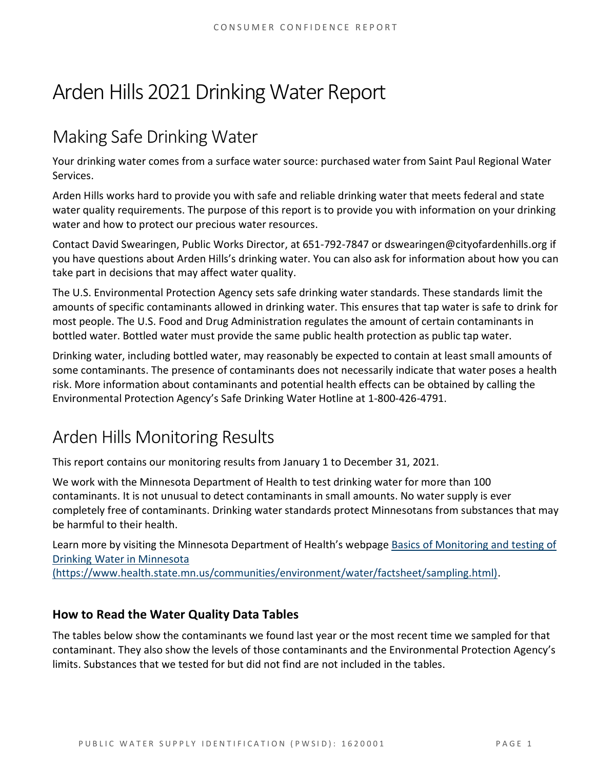# Arden Hills 2021 Drinking Water Report

## Making Safe Drinking Water

Your drinking water comes from a surface water source: purchased water from Saint Paul Regional Water Services.

Arden Hills works hard to provide you with safe and reliable drinking water that meets federal and state water quality requirements. The purpose of this report is to provide you with information on your drinking water and how to protect our precious water resources.

Contact David Swearingen, Public Works Director, at 651-792-7847 or dswearingen@cityofardenhills.org if you have questions about Arden Hills's drinking water. You can also ask for information about how you can take part in decisions that may affect water quality.

The U.S. Environmental Protection Agency sets safe drinking water standards. These standards limit the amounts of specific contaminants allowed in drinking water. This ensures that tap water is safe to drink for most people. The U.S. Food and Drug Administration regulates the amount of certain contaminants in bottled water. Bottled water must provide the same public health protection as public tap water.

Drinking water, including bottled water, may reasonably be expected to contain at least small amounts of some contaminants. The presence of contaminants does not necessarily indicate that water poses a health risk. More information about contaminants and potential health effects can be obtained by calling the Environmental Protection Agency's Safe Drinking Water Hotline at 1-800-426-4791.

## Arden Hills Monitoring Results

This report contains our monitoring results from January 1 to December 31, 2021.

We work with the Minnesota Department of Health to test drinking water for more than 100 contaminants. It is not unusual to detect contaminants in small amounts. No water supply is ever completely free of contaminants. Drinking water standards protect Minnesotans from substances that may be harmful to their health.

Learn more by visiting the Minnesota Department of Health's webpage [Basics of Monitoring and testing of Drinking Water in Minnesota (https://www.health.state.mn.us/communities/environment/water/factsheet/sampling.html)](https://www.health.state.mn.us/communities/environment/water/factsheet/sampling.html).

### How to Read the Water Quality Data Tables

The tables below show the contaminants we found last year or the most recent time we sampled for that contaminant. They also show the levels of those contaminants and the Environmental Protection Agency's limits. Substances that we tested for but did not find are not included in the tables.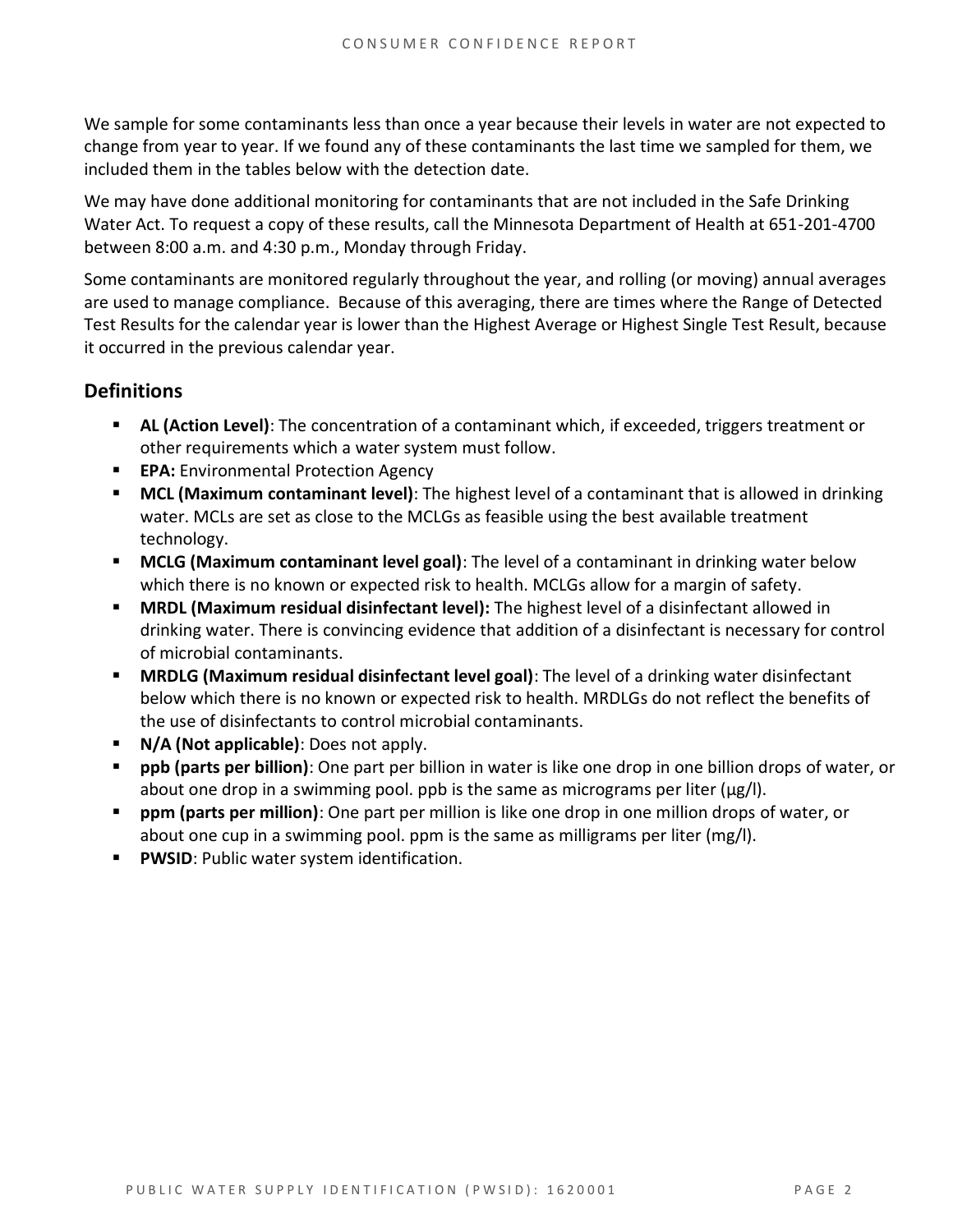We sample for some contaminants less than once a year because their levels in water are not expected to change from year to year. If we found any of these contaminants the last time we sampled for them, we included them in the tables below with the detection date.

We may have done additional monitoring for contaminants that are not included in the Safe Drinking Water Act. To request a copy of these results, call the Minnesota Department of Health at 651-201-4700 between 8:00 a.m. and 4:30 p.m., Monday through Friday.

Some contaminants are monitored regularly throughout the year, and rolling (or moving) annual averages are used to manage compliance. Because of this averaging, there are times where the Range of Detected Test Results for the calendar year is lower than the Highest Average or Highest Single Test Result, because it occurred in the previous calendar year.

## Definitions

- **AL (Action Level)**: The concentration of a contaminant which, if exceeded, triggers treatment or other requirements which a water system must follow.
- **EPA:** Environmental Protection Agency
- **MCL (Maximum contaminant level)**: The highest level of a contaminant that is allowed in drinking water. MCLs are set as close to the MCLGs as feasible using the best available treatment technology.
- **MCLG (Maximum contaminant level goal)**: The level of a contaminant in drinking water below which there is no known or expected risk to health. MCLGs allow for a margin of safety.
- **MRDL (Maximum residual disinfectant level):** The highest level of a disinfectant allowed in drinking water. There is convincing evidence that addition of a disinfectant is necessary for control of microbial contaminants.
- **MRDLG (Maximum residual disinfectant level goal)**: The level of a drinking water disinfectant below which there is no known or expected risk to health. MRDLGs do not reflect the benefits of the use of disinfectants to control microbial contaminants.
- **N/A (Not applicable)**: Does not apply.
- **ppb (parts per billion)**: One part per billion in water is like one drop in one billion drops of water, or about one drop in a swimming pool. ppb is the same as micrograms per liter (μg/l).
- **ppm (parts per million)**: One part per million is like one drop in one million drops of water, or about one cup in a swimming pool. ppm is the same as milligrams per liter (mg/l).
- **PWSID**: Public water system identification.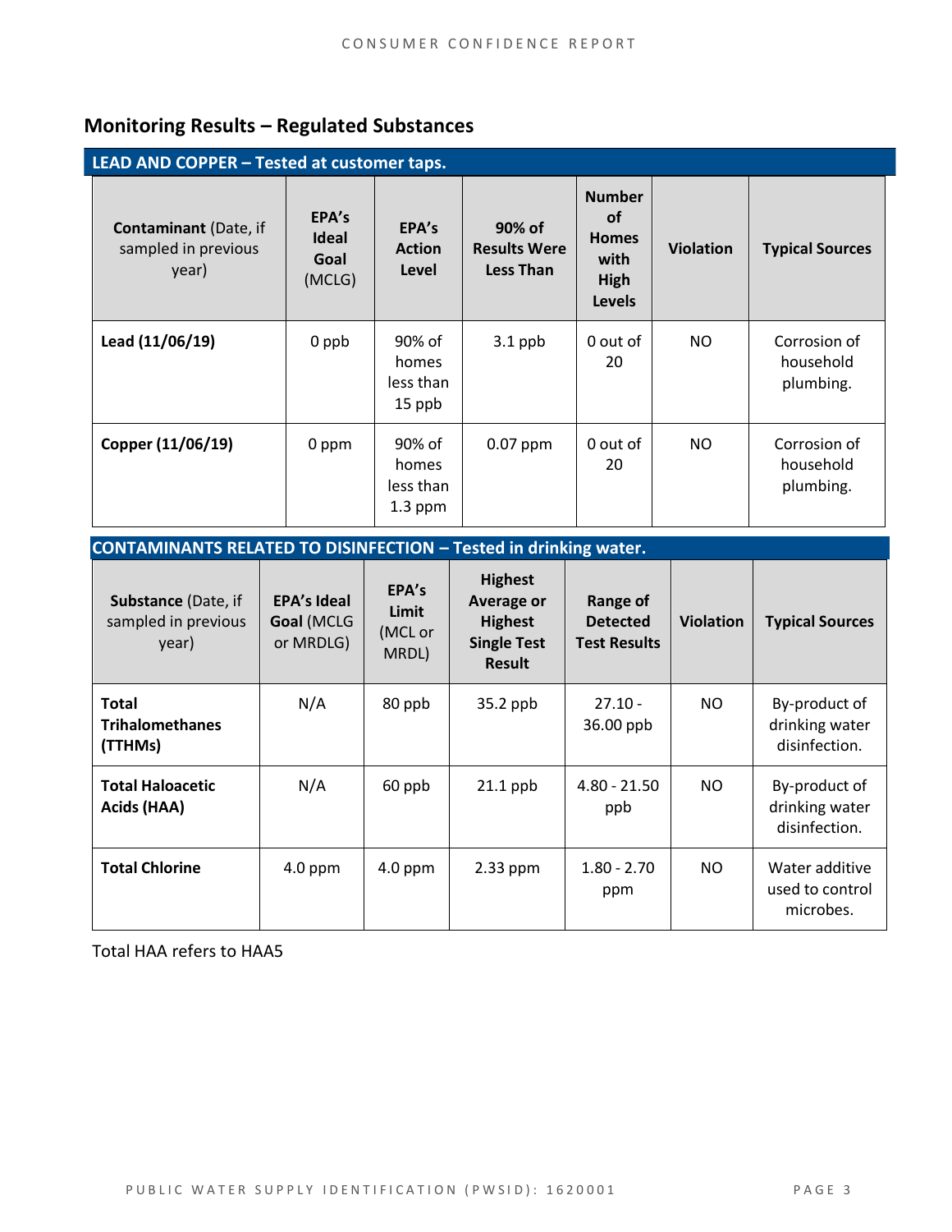## Monitoring Results – Regulated Substances

**LEAD AND COPPER – Tested at customer taps.**

| **Contaminant** (Date, if sampled in previous year) | **EPA's Ideal Goal** (MCLG) | **EPA's Action Level** | **90% of Results Were Less Than** | **Number of Homes with High Levels** | **Violation** | **Typical Sources** |
|---|---|---|---|---|---|---|
| **Lead (11/06/19)** | 0 ppb | 90% of homes less than 15 ppb | 3.1 ppb | 0 out of 20 | NO | Corrosion of household plumbing. |
| **Copper (11/06/19)** | 0 ppm | 90% of homes less than 1.3 ppm | 0.07 ppm | 0 out of 20 | NO | Corrosion of household plumbing. |

**CONTAMINANTS RELATED TO DISINFECTION – Tested in drinking water.**

| **Substance** (Date, if sampled in previous year) | **EPA's Ideal Goal** (MCLG or MRDLG) | **EPA's Limit** (MCL or MRDL) | **Highest Average or Highest Single Test Result** | **Range of Detected Test Results** | **Violation** | **Typical Sources** |
|---|---|---|---|---|---|---|
| **Total Trihalomethanes (TTHMs)** | N/A | 80 ppb | 35.2 ppb | 27.10 - 36.00 ppb | NO | By-product of drinking water disinfection. |
| **Total Haloacetic Acids (HAA)** | N/A | 60 ppb | 21.1 ppb | 4.80 - 21.50 ppb | NO | By-product of drinking water disinfection. |
| **Total Chlorine** | 4.0 ppm | 4.0 ppm | 2.33 ppm | 1.80 - 2.70 ppm | NO | Water additive used to control microbes. |

Total HAA refers to HAA5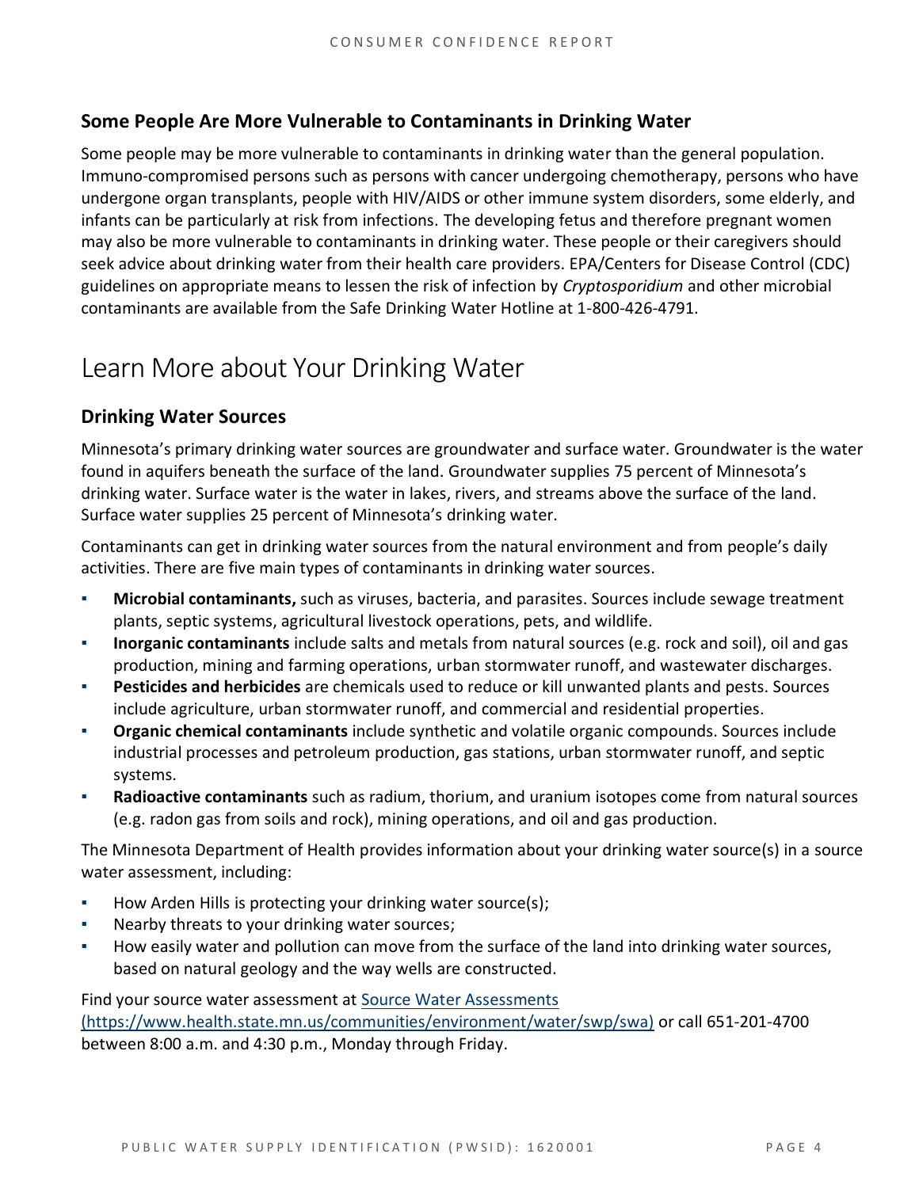### Some People Are More Vulnerable to Contaminants in Drinking Water

Some people may be more vulnerable to contaminants in drinking water than the general population. Immuno-compromised persons such as persons with cancer undergoing chemotherapy, persons who have undergone organ transplants, people with HIV/AIDS or other immune system disorders, some elderly, and infants can be particularly at risk from infections. The developing fetus and therefore pregnant women may also be more vulnerable to contaminants in drinking water. These people or their caregivers should seek advice about drinking water from their health care providers. EPA/Centers for Disease Control (CDC) guidelines on appropriate means to lessen the risk of infection by *Cryptosporidium* and other microbial contaminants are available from the Safe Drinking Water Hotline at 1-800-426-4791.

## Learn More about Your Drinking Water

### Drinking Water Sources

Minnesota's primary drinking water sources are groundwater and surface water. Groundwater is the water found in aquifers beneath the surface of the land. Groundwater supplies 75 percent of Minnesota's drinking water. Surface water is the water in lakes, rivers, and streams above the surface of the land. Surface water supplies 25 percent of Minnesota's drinking water.

Contaminants can get in drinking water sources from the natural environment and from people's daily activities. There are five main types of contaminants in drinking water sources.

- **Microbial contaminants,** such as viruses, bacteria, and parasites. Sources include sewage treatment plants, septic systems, agricultural livestock operations, pets, and wildlife.
- **Inorganic contaminants** include salts and metals from natural sources (e.g. rock and soil), oil and gas production, mining and farming operations, urban stormwater runoff, and wastewater discharges.
- **Pesticides and herbicides** are chemicals used to reduce or kill unwanted plants and pests. Sources include agriculture, urban stormwater runoff, and commercial and residential properties.
- **Organic chemical contaminants** include synthetic and volatile organic compounds. Sources include industrial processes and petroleum production, gas stations, urban stormwater runoff, and septic systems.
- **Radioactive contaminants** such as radium, thorium, and uranium isotopes come from natural sources (e.g. radon gas from soils and rock), mining operations, and oil and gas production.

The Minnesota Department of Health provides information about your drinking water source(s) in a source water assessment, including:

- How Arden Hills is protecting your drinking water source(s);
- Nearby threats to your drinking water sources;
- How easily water and pollution can move from the surface of the land into drinking water sources, based on natural geology and the way wells are constructed.

Find your source water assessment at [Source Water Assessments (https://www.health.state.mn.us/communities/environment/water/swp/swa)](https://www.health.state.mn.us/communities/environment/water/swp/swa) or call 651-201-4700 between 8:00 a.m. and 4:30 p.m., Monday through Friday.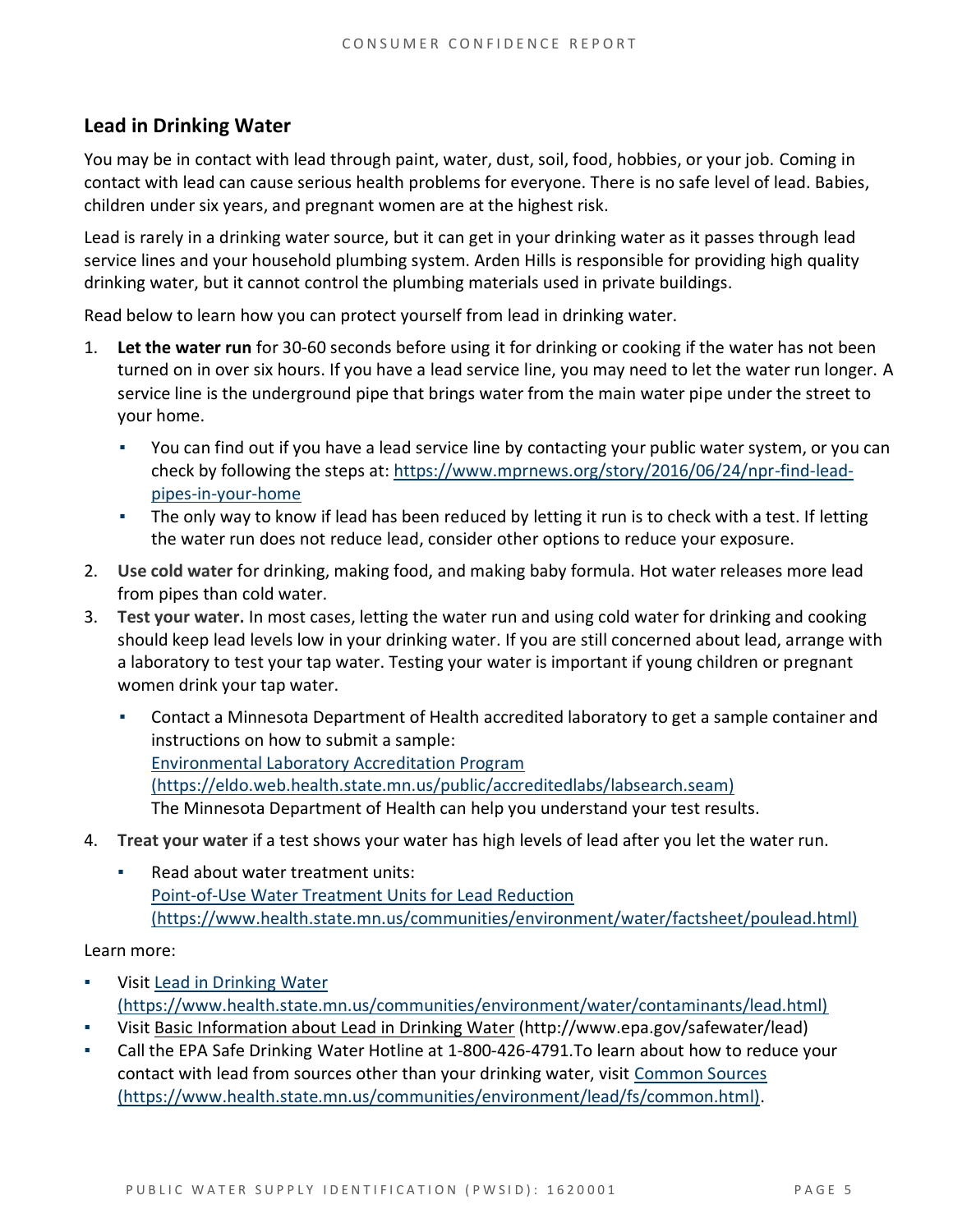## Lead in Drinking Water

You may be in contact with lead through paint, water, dust, soil, food, hobbies, or your job. Coming in contact with lead can cause serious health problems for everyone. There is no safe level of lead. Babies, children under six years, and pregnant women are at the highest risk.

Lead is rarely in a drinking water source, but it can get in your drinking water as it passes through lead service lines and your household plumbing system. Arden Hills is responsible for providing high quality drinking water, but it cannot control the plumbing materials used in private buildings.

Read below to learn how you can protect yourself from lead in drinking water.

1. **Let the water run** for 30-60 seconds before using it for drinking or cooking if the water has not been turned on in over six hours. If you have a lead service line, you may need to let the water run longer. A service line is the underground pipe that brings water from the main water pipe under the street to your home.
   - You can find out if you have a lead service line by contacting your public water system, or you can check by following the steps at: [https://www.mprnews.org/story/2016/06/24/npr-find-lead-pipes-in-your-home](https://www.mprnews.org/story/2016/06/24/npr-find-lead-pipes-in-your-home)
   - The only way to know if lead has been reduced by letting it run is to check with a test. If letting the water run does not reduce lead, consider other options to reduce your exposure.
2. **Use cold water** for drinking, making food, and making baby formula. Hot water releases more lead from pipes than cold water.
3. **Test your water.** In most cases, letting the water run and using cold water for drinking and cooking should keep lead levels low in your drinking water. If you are still concerned about lead, arrange with a laboratory to test your tap water. Testing your water is important if young children or pregnant women drink your tap water.
   - Contact a Minnesota Department of Health accredited laboratory to get a sample container and instructions on how to submit a sample:
     [Environmental Laboratory Accreditation Program (https://eldo.web.health.state.mn.us/public/accreditedlabs/labsearch.seam)](https://eldo.web.health.state.mn.us/public/accreditedlabs/labsearch.seam)
     The Minnesota Department of Health can help you understand your test results.
4. **Treat your water** if a test shows your water has high levels of lead after you let the water run.
   - Read about water treatment units:
     [Point-of-Use Water Treatment Units for Lead Reduction (https://www.health.state.mn.us/communities/environment/water/factsheet/poulead.html)](https://www.health.state.mn.us/communities/environment/water/factsheet/poulead.html)

Learn more:

- Visit [Lead in Drinking Water (https://www.health.state.mn.us/communities/environment/water/contaminants/lead.html)](https://www.health.state.mn.us/communities/environment/water/contaminants/lead.html)
- Visit Basic Information about Lead in Drinking Water (http://www.epa.gov/safewater/lead)
- Call the EPA Safe Drinking Water Hotline at 1-800-426-4791.To learn about how to reduce your contact with lead from sources other than your drinking water, visit [Common Sources (https://www.health.state.mn.us/communities/environment/lead/fs/common.html)](https://www.health.state.mn.us/communities/environment/lead/fs/common.html).